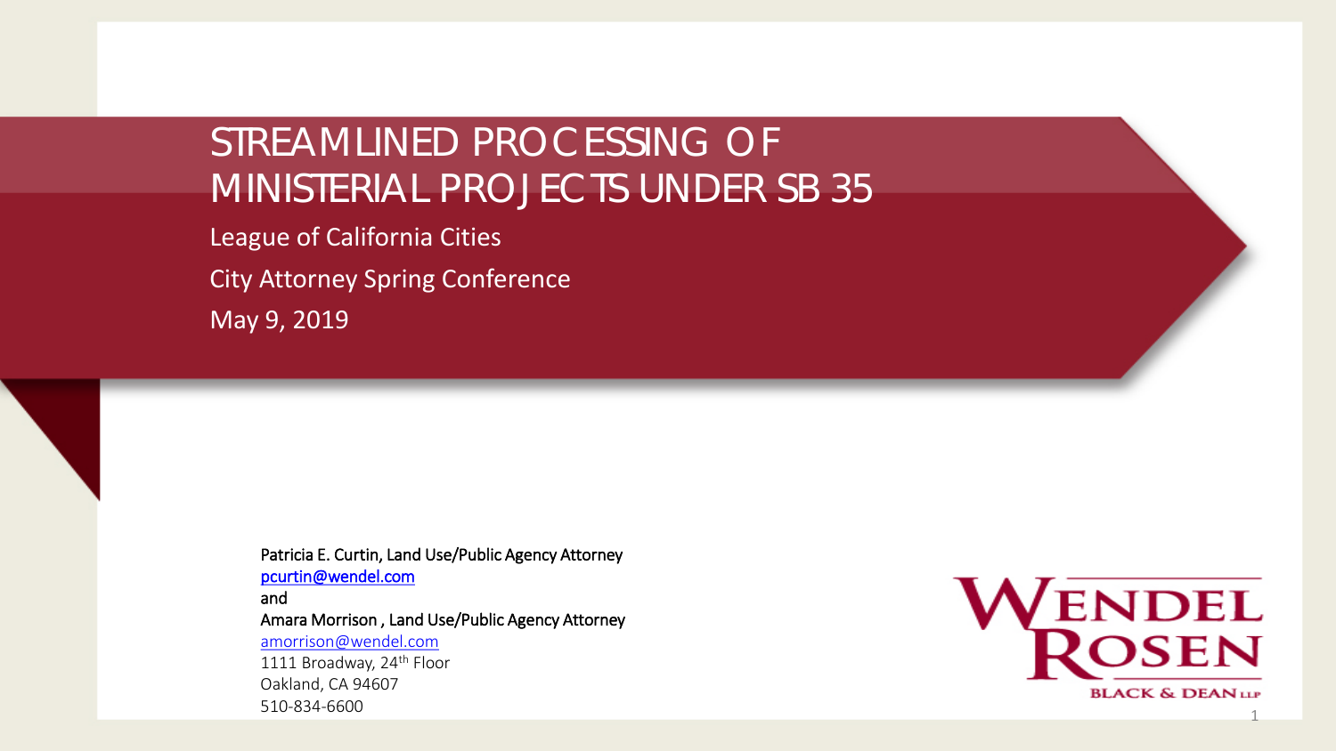# STREAMLINED PROCESSING OF MINISTERIAL PROJECTS UNDER SB 35

League of California Cities

City Attorney Spring Conference

May 9, 2019

Patricia E. Curtin, Land Use/Public Agency Attorney
pcurtin@wendel.com
and
Amara Morrison , Land Use/Public Agency Attorney
amorrison@wendel.com
1111 Broadway, 24th Floor
Oakland, CA 94607
510-834-6600

WENDEL ROSEN BLACK & DEAN LLP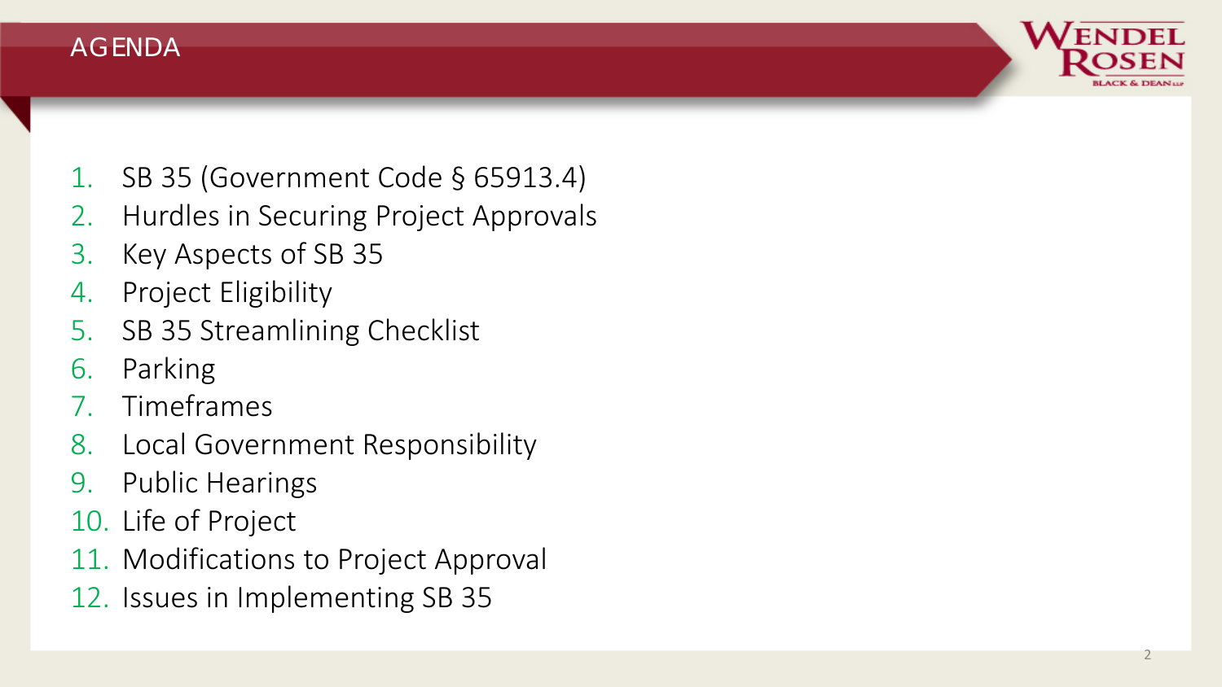# AGENDA

1. SB 35 (Government Code § 65913.4)
2. Hurdles in Securing Project Approvals
3. Key Aspects of SB 35
4. Project Eligibility
5. SB 35 Streamlining Checklist
6. Parking
7. Timeframes
8. Local Government Responsibility
9. Public Hearings
10. Life of Project
11. Modifications to Project Approval
12. Issues in Implementing SB 35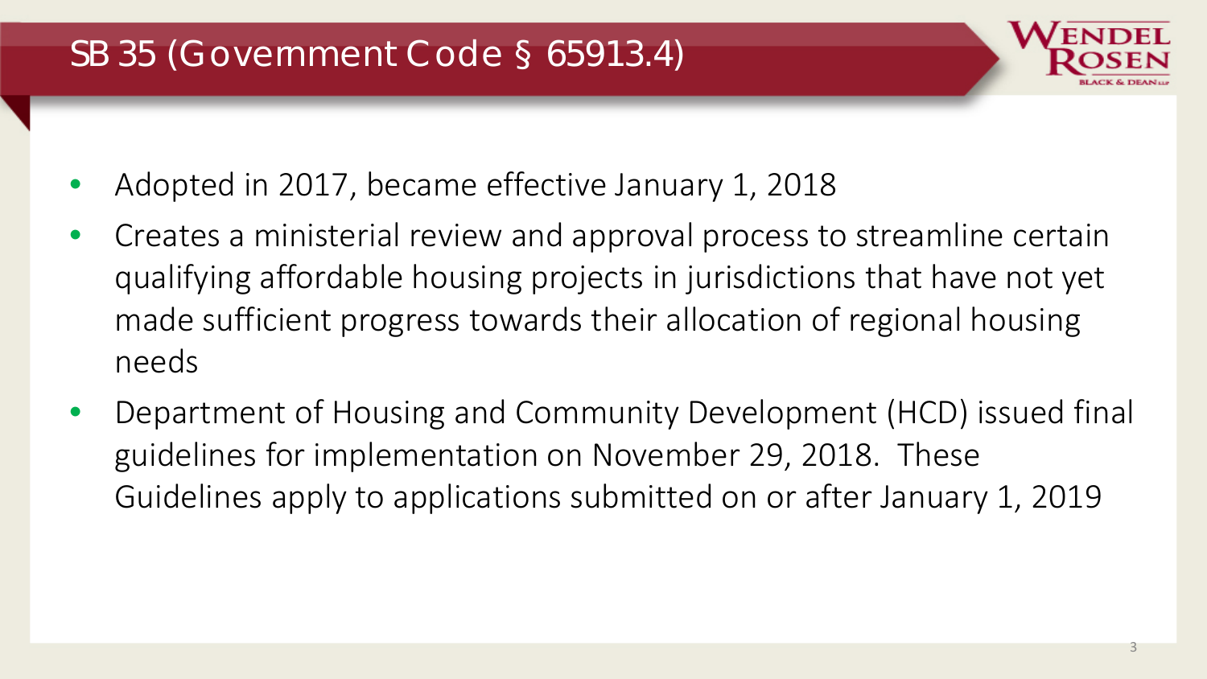# SB 35 (Government Code § 65913.4)

- Adopted in 2017, became effective January 1, 2018
- Creates a ministerial review and approval process to streamline certain qualifying affordable housing projects in jurisdictions that have not yet made sufficient progress towards their allocation of regional housing needs
- Department of Housing and Community Development (HCD) issued final guidelines for implementation on November 29, 2018. These Guidelines apply to applications submitted on or after January 1, 2019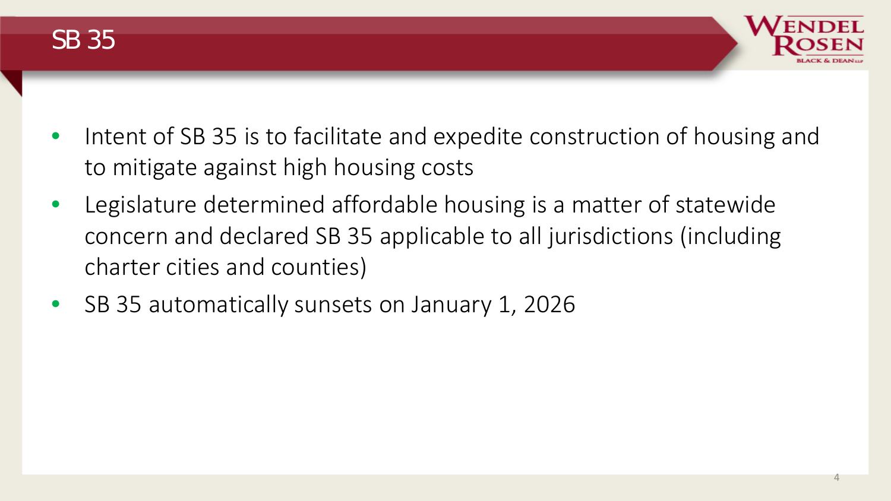# SB 35

- Intent of SB 35 is to facilitate and expedite construction of housing and to mitigate against high housing costs
- Legislature determined affordable housing is a matter of statewide concern and declared SB 35 applicable to all jurisdictions (including charter cities and counties)
- SB 35 automatically sunsets on January 1, 2026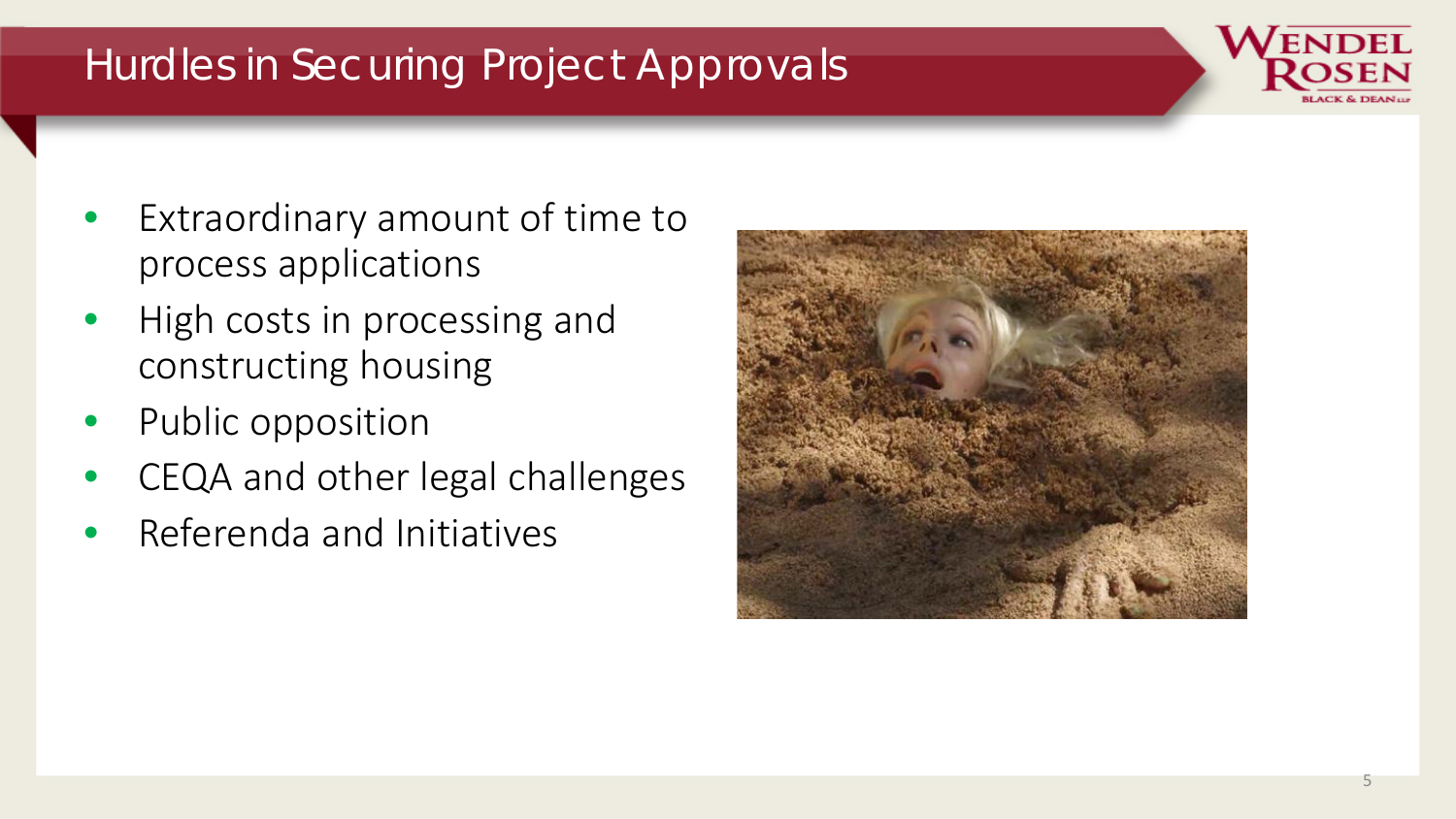# Hurdles in Securing Project Approvals

- Extraordinary amount of time to process applications
- High costs in processing and constructing housing
- Public opposition
- CEQA and other legal challenges
- Referenda and Initiatives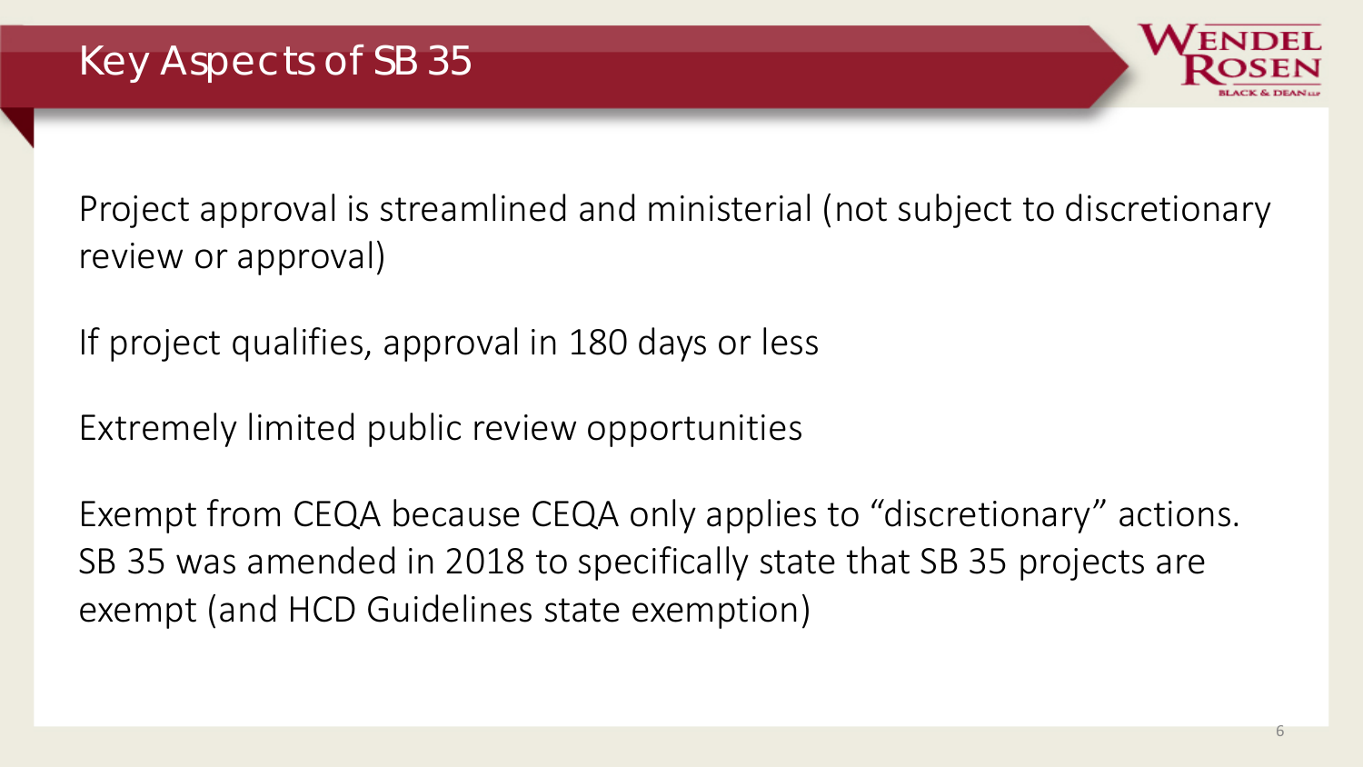# Key Aspects of SB 35

Project approval is streamlined and ministerial (not subject to discretionary review or approval)

If project qualifies, approval in 180 days or less

Extremely limited public review opportunities

Exempt from CEQA because CEQA only applies to “discretionary” actions. SB 35 was amended in 2018 to specifically state that SB 35 projects are exempt (and HCD Guidelines state exemption)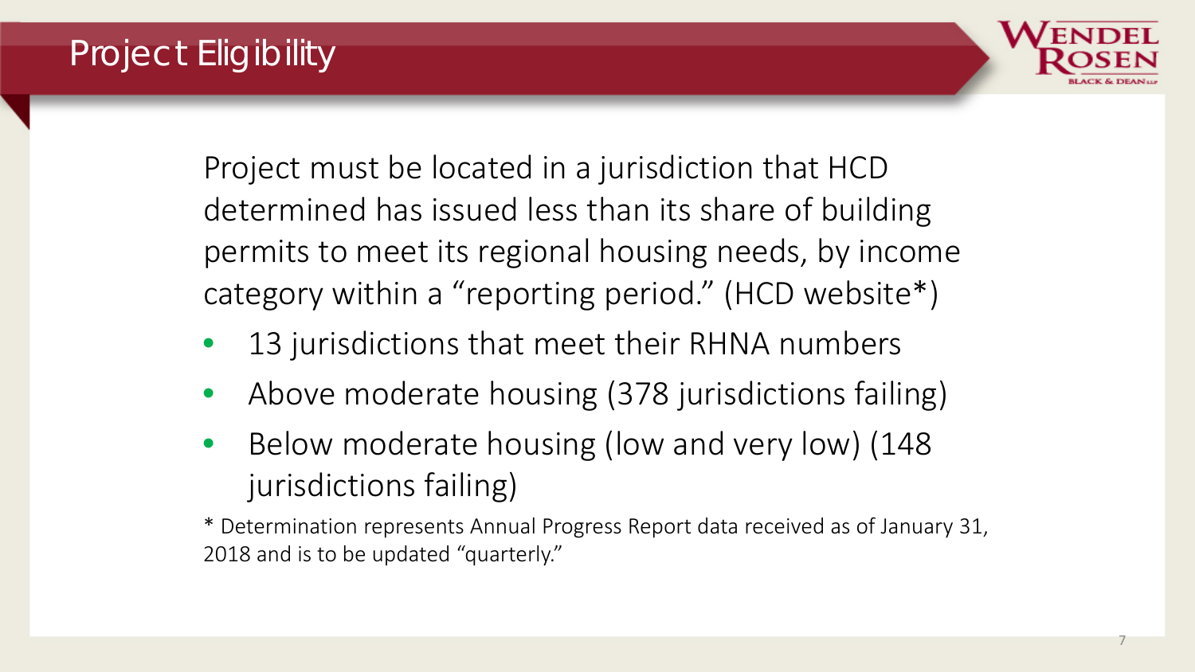# Project Eligibility

Project must be located in a jurisdiction that HCD determined has issued less than its share of building permits to meet its regional housing needs, by income category within a "reporting period." (HCD website*)

- 13 jurisdictions that meet their RHNA numbers
- Above moderate housing (378 jurisdictions failing)
- Below moderate housing (low and very low) (148 jurisdictions failing)

* Determination represents Annual Progress Report data received as of January 31, 2018 and is to be updated "quarterly."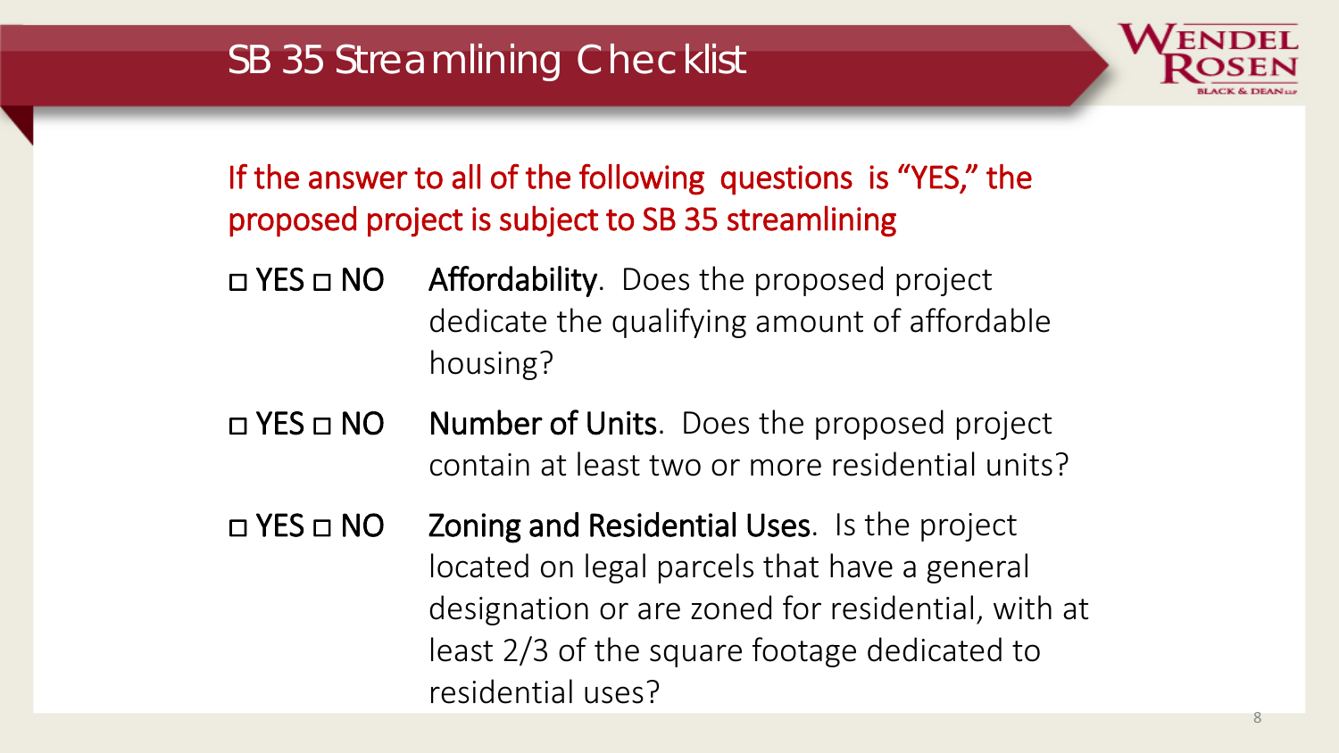# SB 35 Streamlining Checklist

If the answer to all of the following questions is "YES," the proposed project is subject to SB 35 streamlining

- ☐ YES ☐ NO **Affordability**. Does the proposed project dedicate the qualifying amount of affordable housing?
- ☐ YES ☐ NO **Number of Units**. Does the proposed project contain at least two or more residential units?
- ☐ YES ☐ NO **Zoning and Residential Uses**. Is the project located on legal parcels that have a general designation or are zoned for residential, with at least 2/3 of the square footage dedicated to residential uses?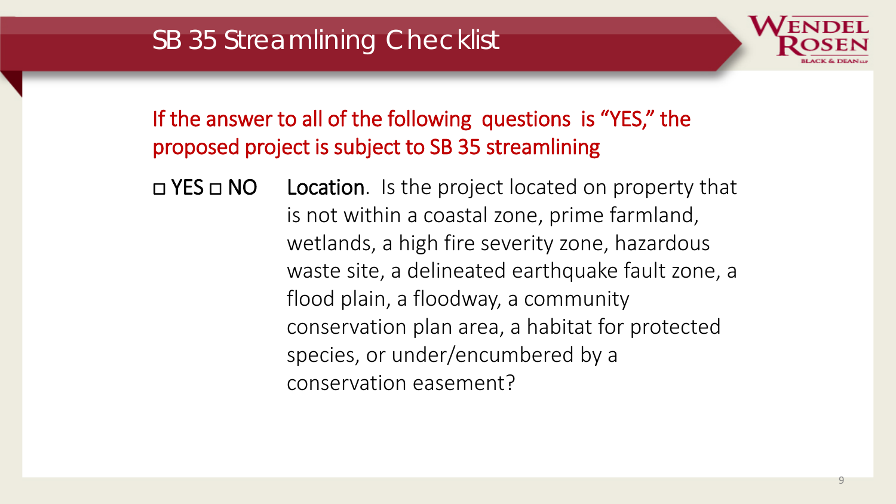# SB 35 Streamlining Checklist

If the answer to all of the following questions is "YES," the proposed project is subject to SB 35 streamlining

◻ YES ◻ NO **Location**. Is the project located on property that is not within a coastal zone, prime farmland, wetlands, a high fire severity zone, hazardous waste site, a delineated earthquake fault zone, a flood plain, a floodway, a community conservation plan area, a habitat for protected species, or under/encumbered by a conservation easement?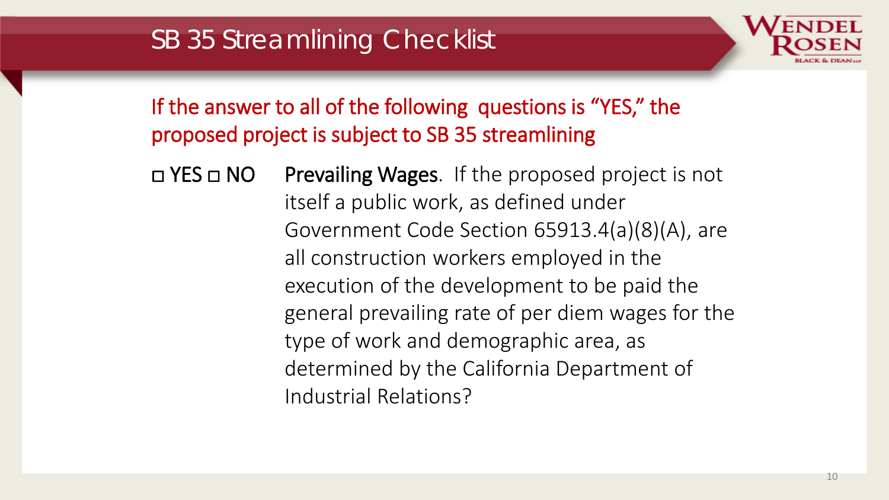# SB 35 Streamlining Checklist

If the answer to all of the following questions is "YES," the proposed project is subject to SB 35 streamlining

□ YES □ NO **Prevailing Wages**. If the proposed project is not itself a public work, as defined under Government Code Section 65913.4(a)(8)(A), are all construction workers employed in the execution of the development to be paid the general prevailing rate of per diem wages for the type of work and demographic area, as determined by the California Department of Industrial Relations?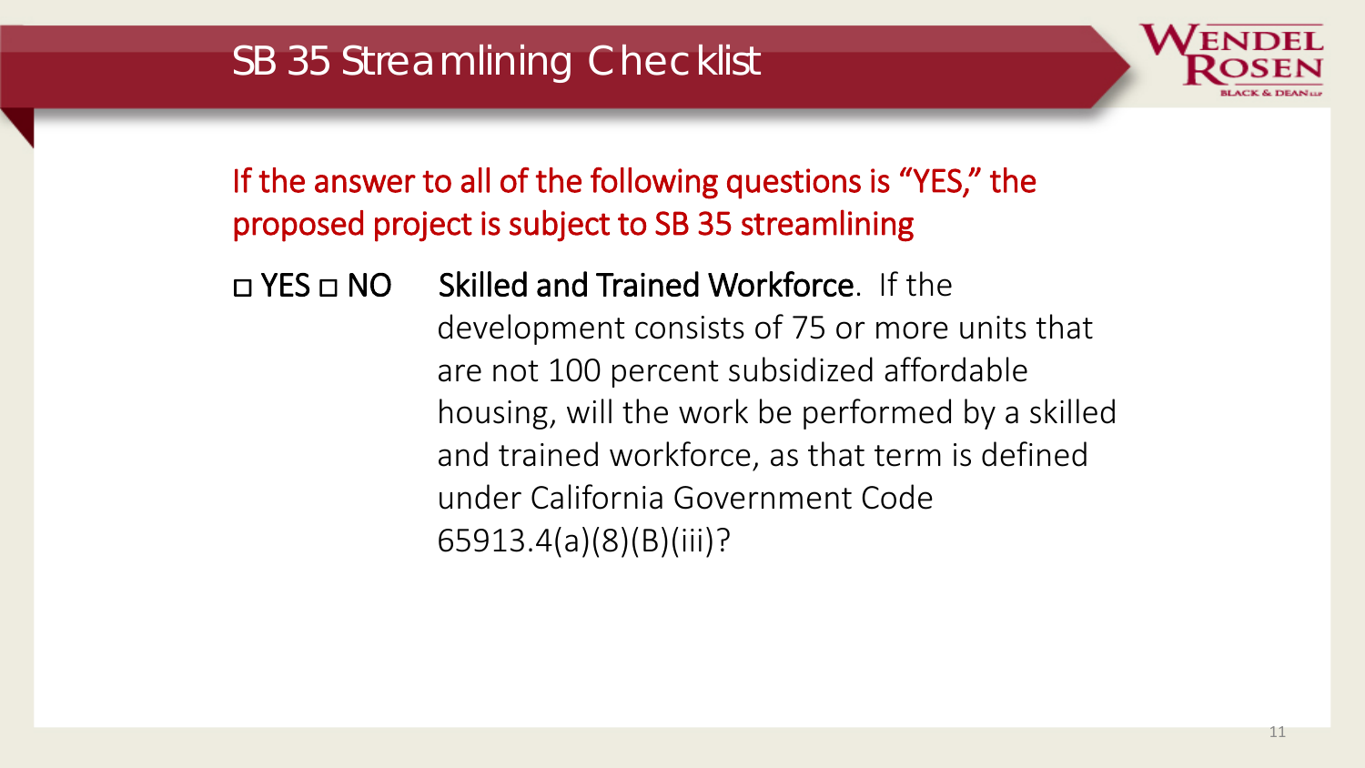# SB 35 Streamlining Checklist

If the answer to all of the following questions is "YES," the proposed project is subject to SB 35 streamlining

□ YES □ NO **Skilled and Trained Workforce**. If the development consists of 75 or more units that are not 100 percent subsidized affordable housing, will the work be performed by a skilled and trained workforce, as that term is defined under California Government Code 65913.4(a)(8)(B)(iii)?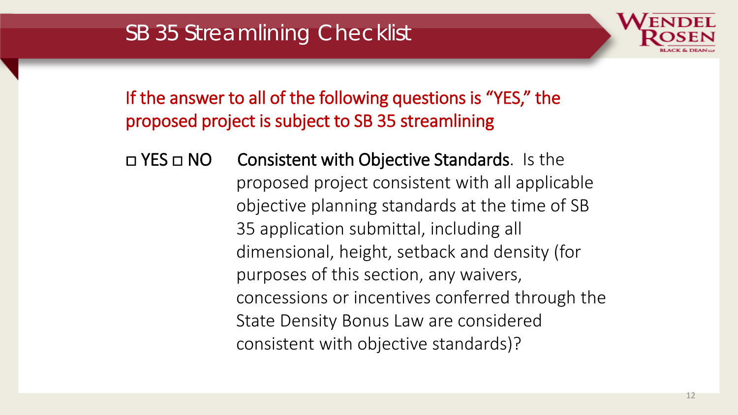# SB 35 Streamlining Checklist

If the answer to all of the following questions is "YES," the proposed project is subject to SB 35 streamlining

□ YES □ NO **Consistent with Objective Standards**. Is the proposed project consistent with all applicable objective planning standards at the time of SB 35 application submittal, including all dimensional, height, setback and density (for purposes of this section, any waivers, concessions or incentives conferred through the State Density Bonus Law are considered consistent with objective standards)?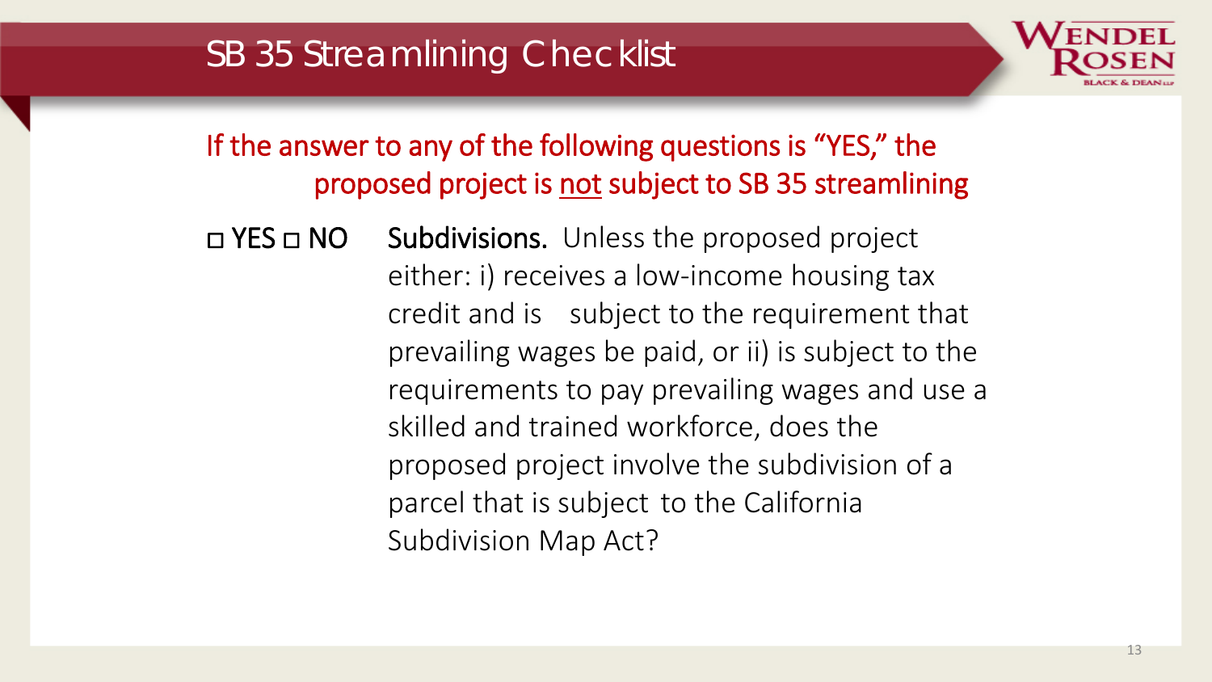# SB 35 Streamlining Checklist

If the answer to any of the following questions is "YES," the proposed project is <u>not</u> subject to SB 35 streamlining

◻ YES ◻ NO **Subdivisions.** Unless the proposed project either: i) receives a low-income housing tax credit and is subject to the requirement that prevailing wages be paid, or ii) is subject to the requirements to pay prevailing wages and use a skilled and trained workforce, does the proposed project involve the subdivision of a parcel that is subject to the California Subdivision Map Act?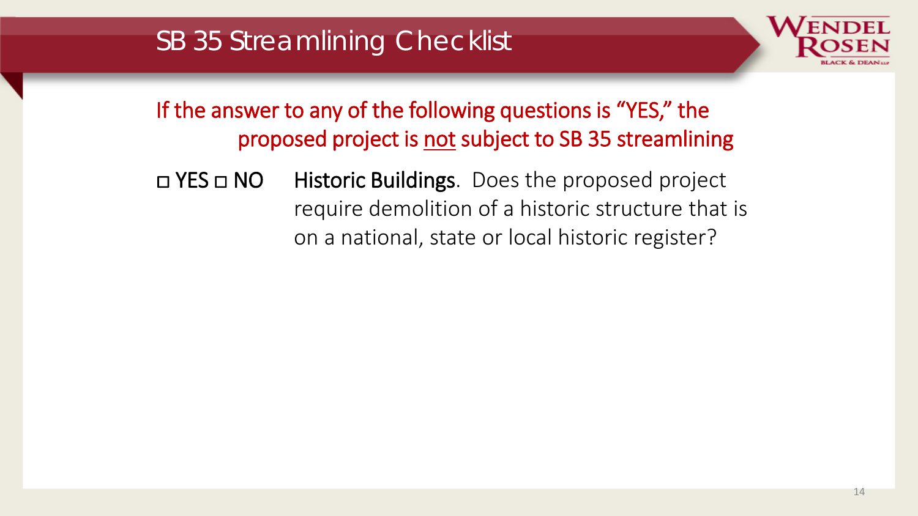# SB 35 Streamlining Checklist

If the answer to any of the following questions is "YES," the proposed project is <u>not</u> subject to SB 35 streamlining

□ YES □ NO **Historic Buildings**. Does the proposed project require demolition of a historic structure that is on a national, state or local historic register?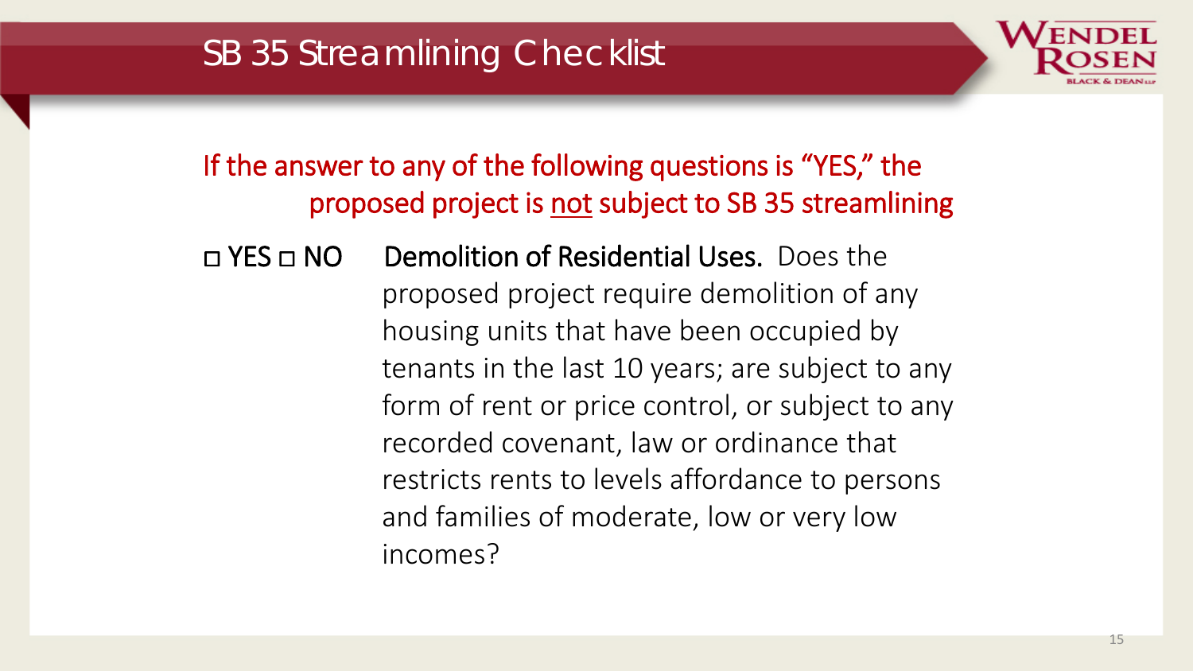# SB 35 Streamlining Checklist

If the answer to any of the following questions is "YES," the proposed project is <u>not</u> subject to SB 35 streamlining

◻ YES ◻ NO **Demolition of Residential Uses.** Does the proposed project require demolition of any housing units that have been occupied by tenants in the last 10 years; are subject to any form of rent or price control, or subject to any recorded covenant, law or ordinance that restricts rents to levels affordance to persons and families of moderate, low or very low incomes?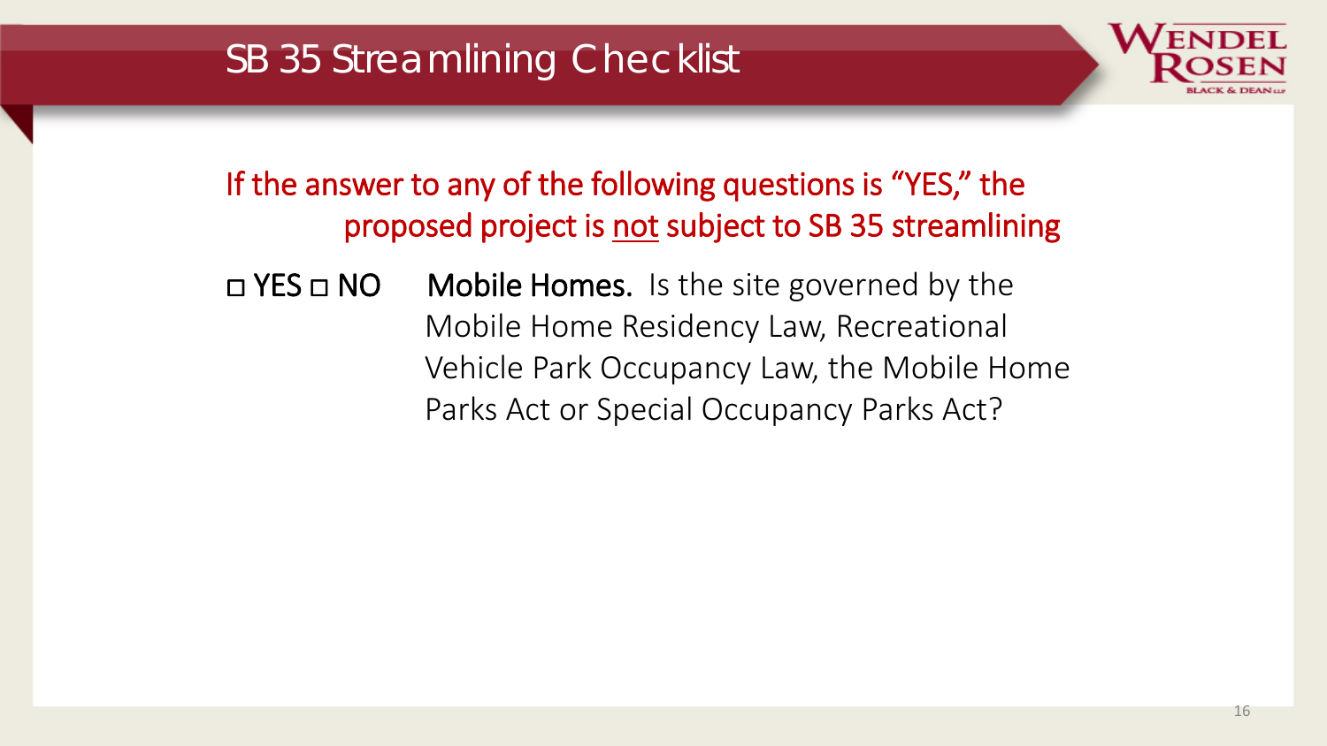# SB 35 Streamlining Checklist

If the answer to any of the following questions is "YES," the proposed project is not subject to SB 35 streamlining

□ YES □ NO **Mobile Homes.** Is the site governed by the Mobile Home Residency Law, Recreational Vehicle Park Occupancy Law, the Mobile Home Parks Act or Special Occupancy Parks Act?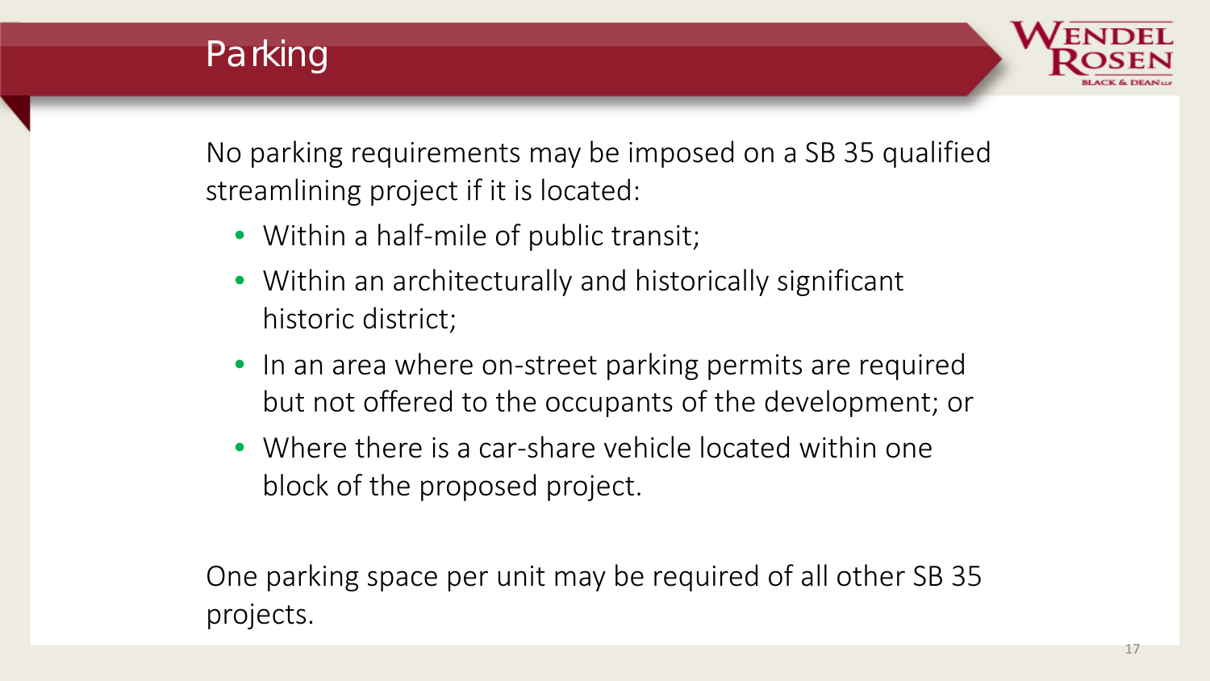# Parking

No parking requirements may be imposed on a SB 35 qualified streamlining project if it is located:

- Within a half-mile of public transit;
- Within an architecturally and historically significant historic district;
- In an area where on-street parking permits are required but not offered to the occupants of the development; or
- Where there is a car-share vehicle located within one block of the proposed project.

One parking space per unit may be required of all other SB 35 projects.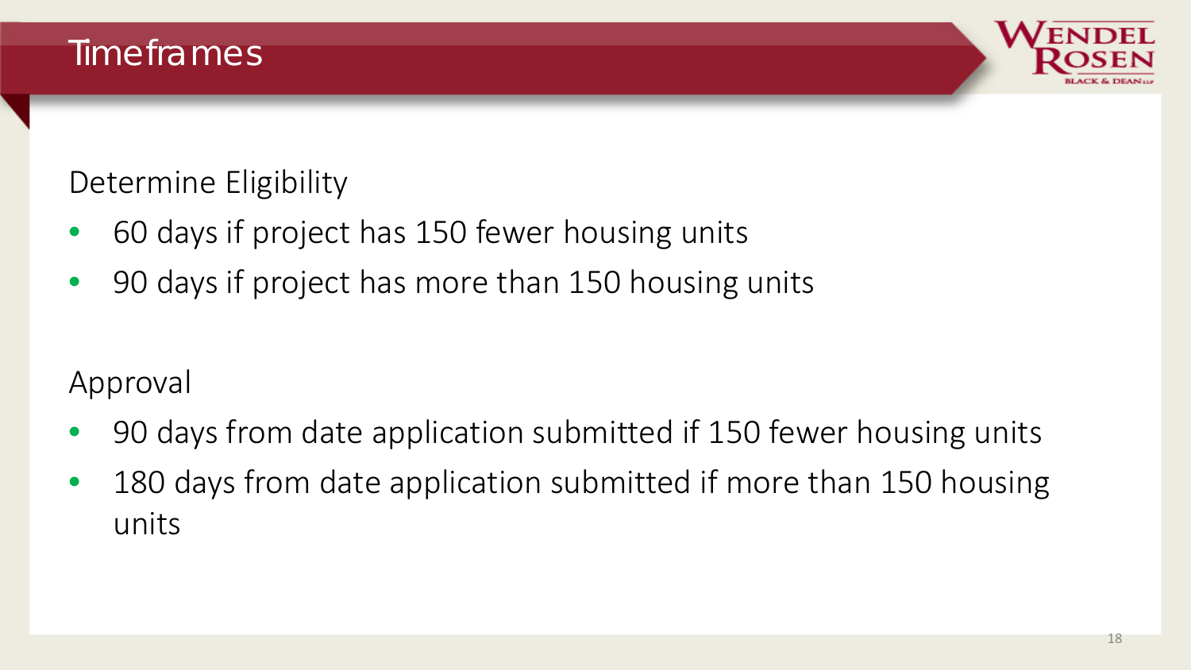# Timeframes

Determine Eligibility

- 60 days if project has 150 fewer housing units
- 90 days if project has more than 150 housing units

Approval

- 90 days from date application submitted if 150 fewer housing units
- 180 days from date application submitted if more than 150 housing units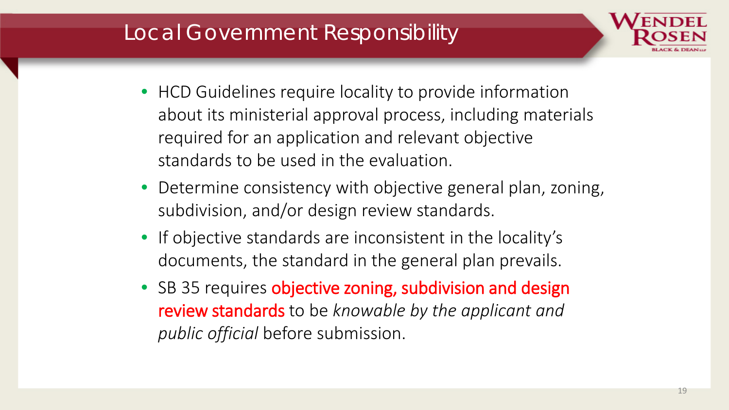# Local Government Responsibility

- HCD Guidelines require locality to provide information about its ministerial approval process, including materials required for an application and relevant objective standards to be used in the evaluation.
- Determine consistency with objective general plan, zoning, subdivision, and/or design review standards.
- If objective standards are inconsistent in the locality's documents, the standard in the general plan prevails.
- SB 35 requires objective zoning, subdivision and design review standards to be *knowable by the applicant and public official* before submission.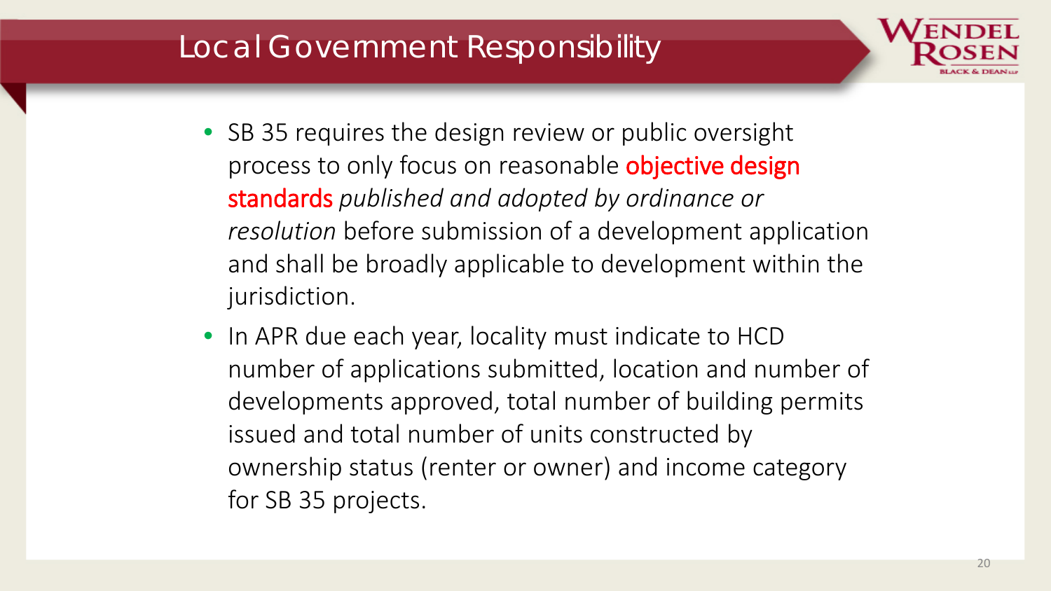# Local Government Responsibility

- SB 35 requires the design review or public oversight process to only focus on reasonable **objective design standards** *published and adopted by ordinance or resolution* before submission of a development application and shall be broadly applicable to development within the jurisdiction.
- In APR due each year, locality must indicate to HCD number of applications submitted, location and number of developments approved, total number of building permits issued and total number of units constructed by ownership status (renter or owner) and income category for SB 35 projects.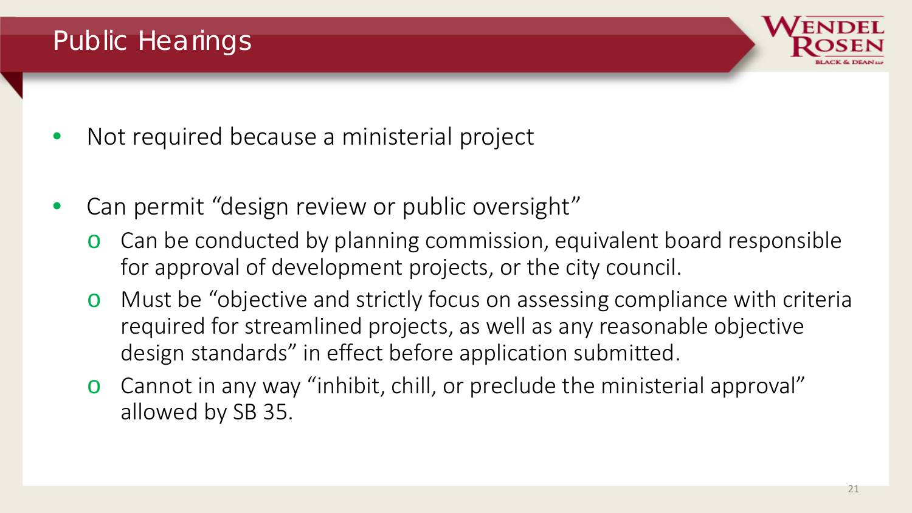# Public Hearings

- Not required because a ministerial project
- Can permit "design review or public oversight"
  - Can be conducted by planning commission, equivalent board responsible for approval of development projects, or the city council.
  - Must be "objective and strictly focus on assessing compliance with criteria required for streamlined projects, as well as any reasonable objective design standards" in effect before application submitted.
  - Cannot in any way "inhibit, chill, or preclude the ministerial approval" allowed by SB 35.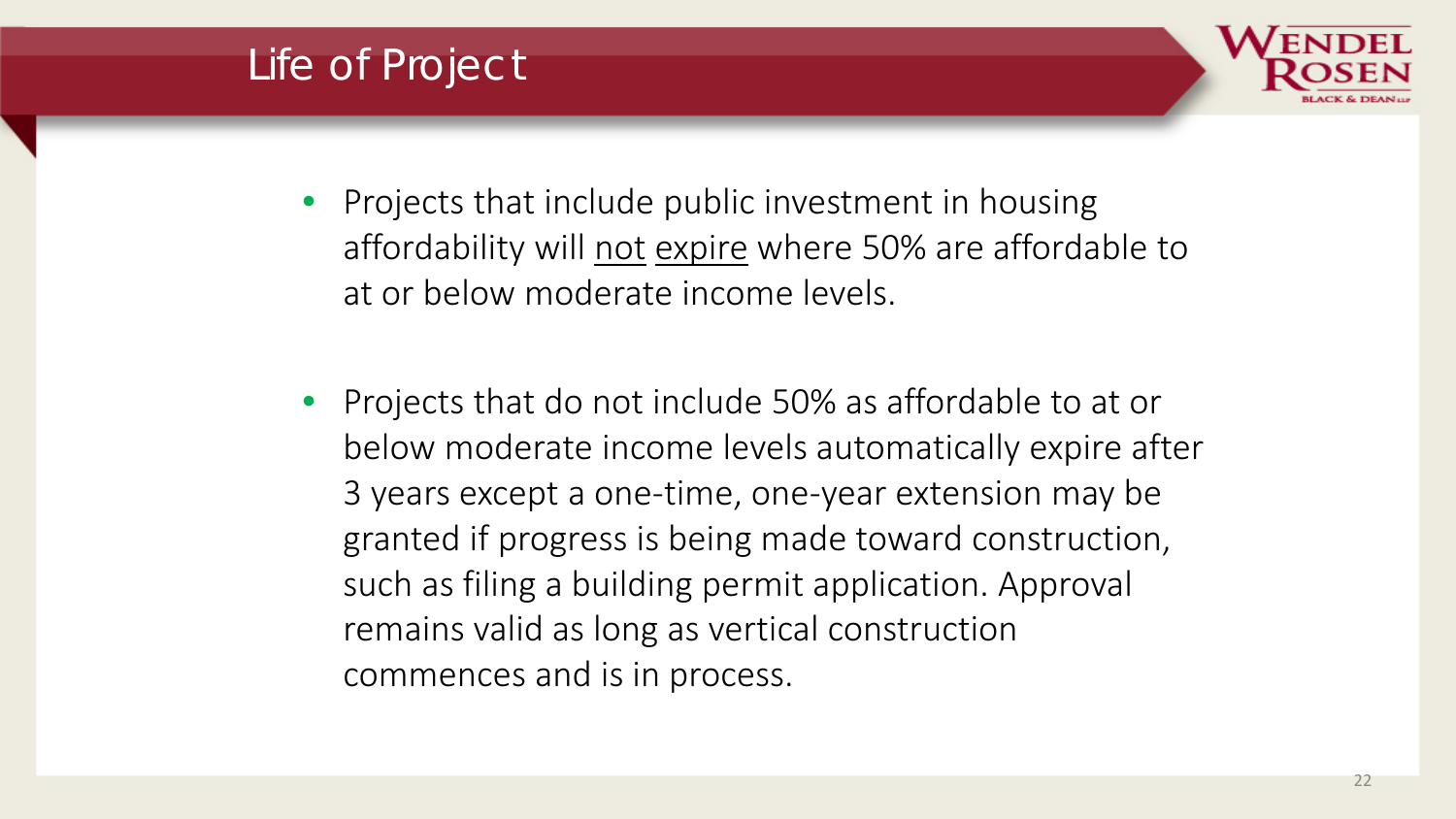# Life of Project

- Projects that include public investment in housing affordability will <u>not</u> <u>expire</u> where 50% are affordable to at or below moderate income levels.

- Projects that do not include 50% as affordable to at or below moderate income levels automatically expire after 3 years except a one-time, one-year extension may be granted if progress is being made toward construction, such as filing a building permit application. Approval remains valid as long as vertical construction commences and is in process.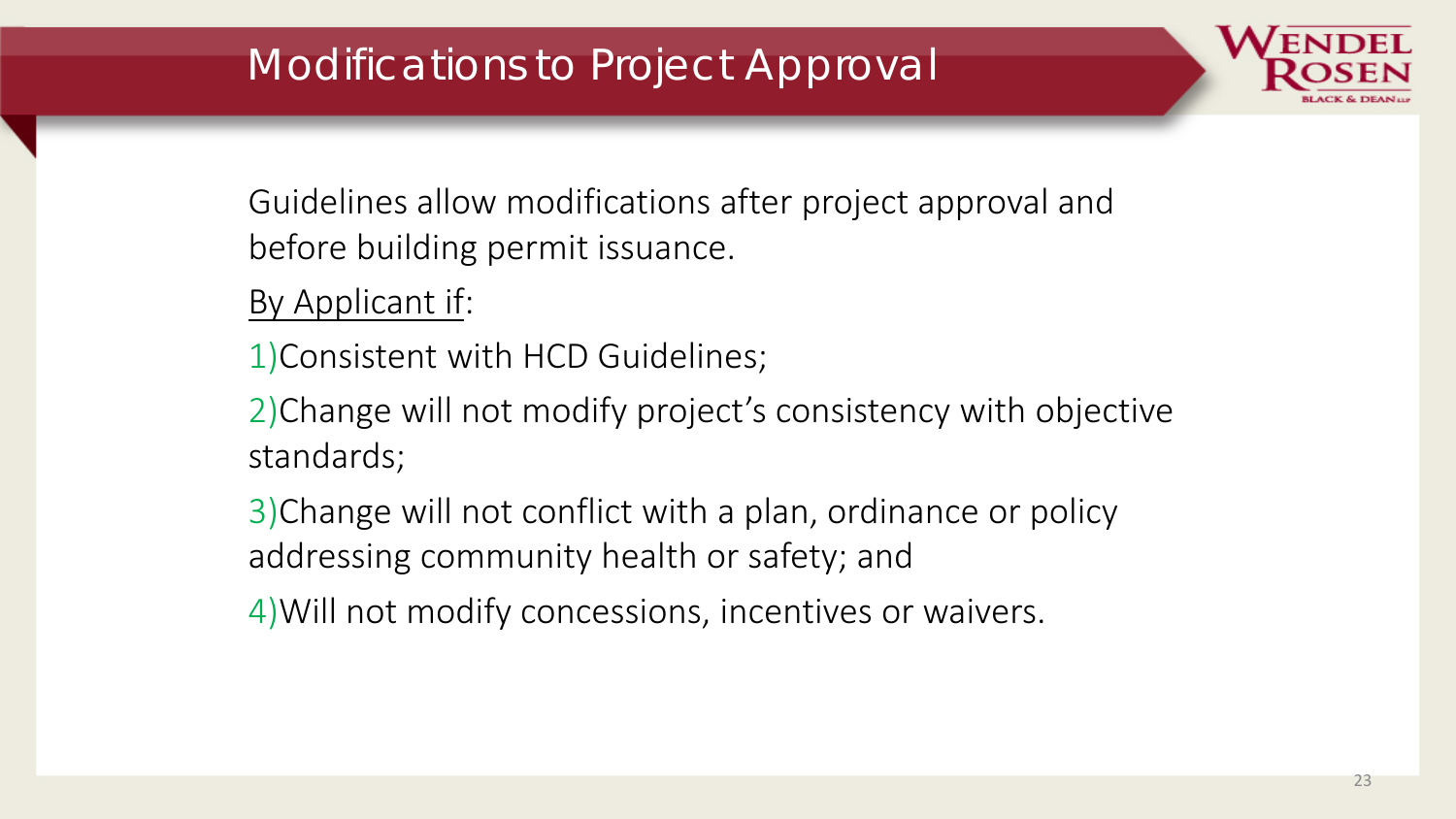# Modifications to Project Approval

Guidelines allow modifications after project approval and before building permit issuance.

By Applicant if:

1) Consistent with HCD Guidelines;
2) Change will not modify project's consistency with objective standards;
3) Change will not conflict with a plan, ordinance or policy addressing community health or safety; and
4) Will not modify concessions, incentives or waivers.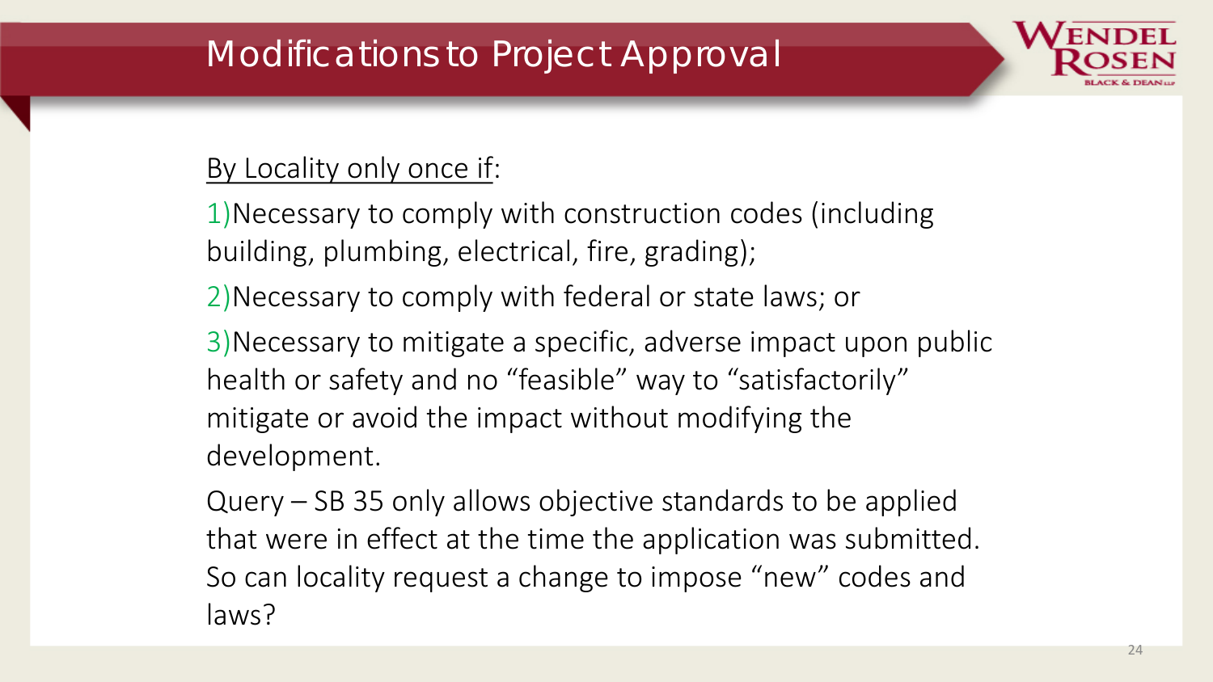# Modifications to Project Approval

By Locality only once if:

1) Necessary to comply with construction codes (including building, plumbing, electrical, fire, grading);

2) Necessary to comply with federal or state laws; or

3) Necessary to mitigate a specific, adverse impact upon public health or safety and no "feasible" way to "satisfactorily" mitigate or avoid the impact without modifying the development.

Query – SB 35 only allows objective standards to be applied that were in effect at the time the application was submitted. So can locality request a change to impose "new" codes and laws?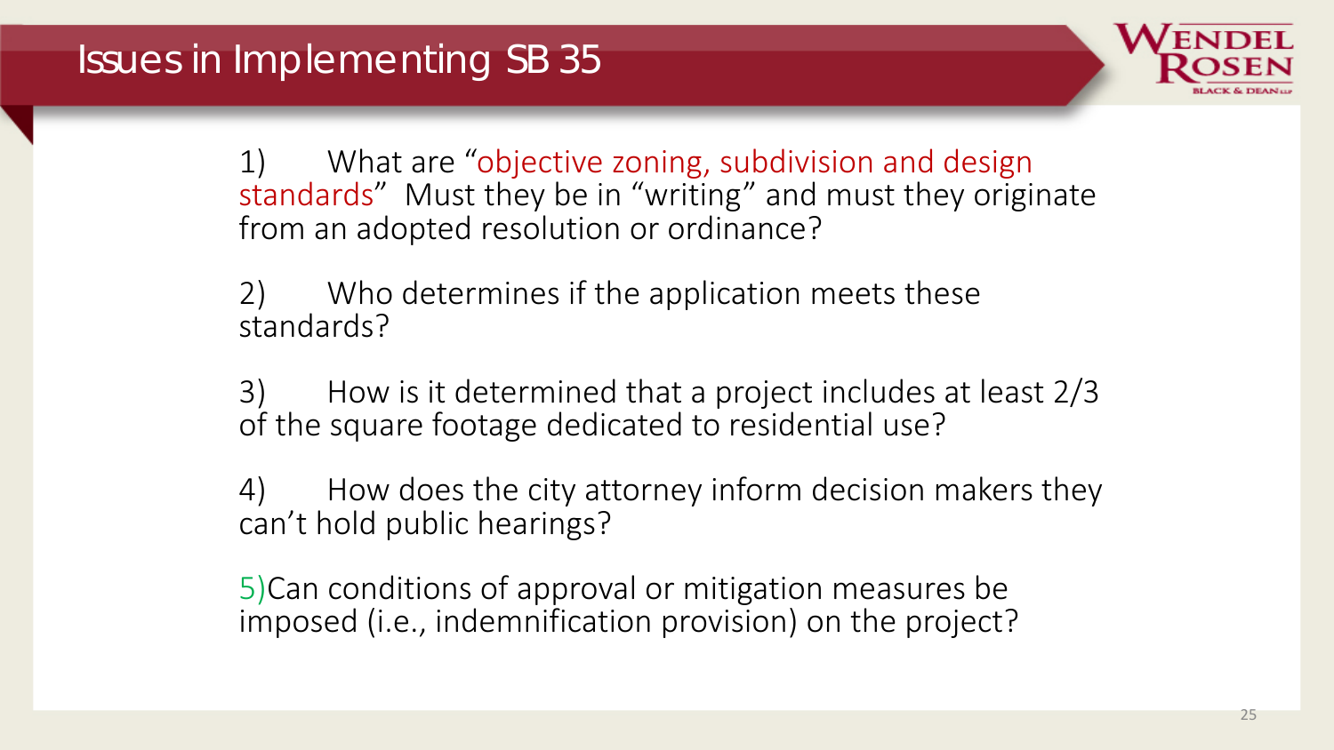# Issues in Implementing SB 35

1) What are "objective zoning, subdivision and design standards" Must they be in "writing" and must they originate from an adopted resolution or ordinance?

2) Who determines if the application meets these standards?

3) How is it determined that a project includes at least 2/3 of the square footage dedicated to residential use?

4) How does the city attorney inform decision makers they can't hold public hearings?

5) Can conditions of approval or mitigation measures be imposed (i.e., indemnification provision) on the project?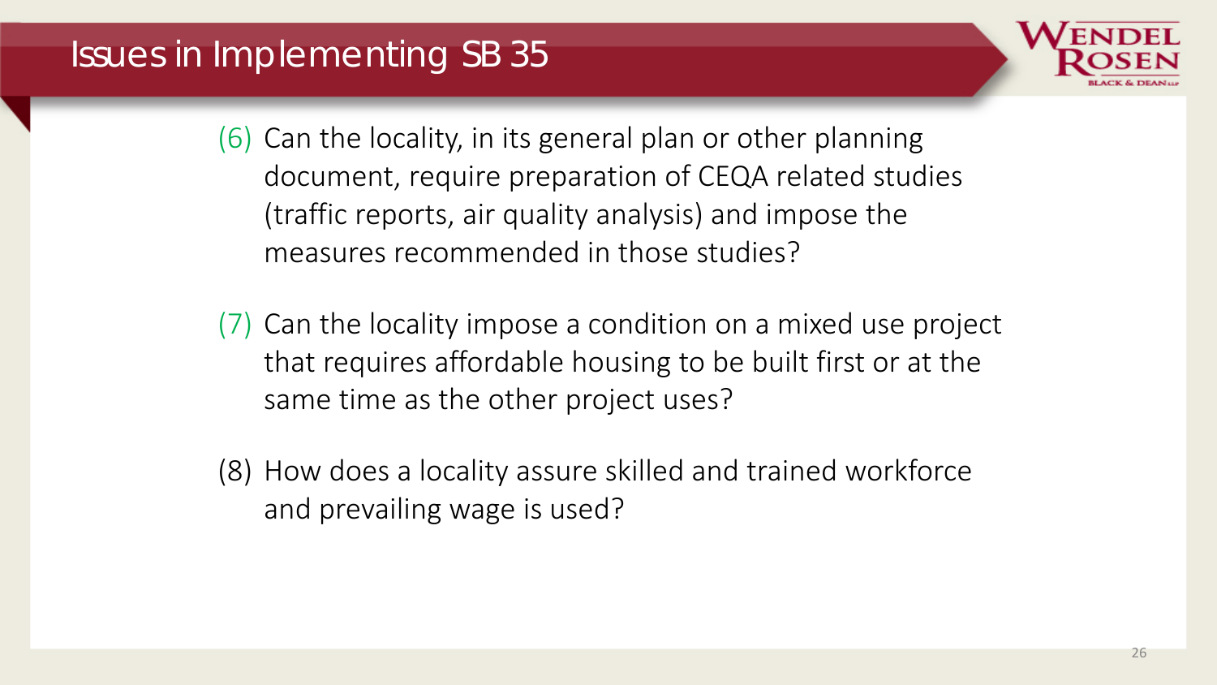# Issues in Implementing SB 35

(6) Can the locality, in its general plan or other planning document, require preparation of CEQA related studies (traffic reports, air quality analysis) and impose the measures recommended in those studies?

(7) Can the locality impose a condition on a mixed use project that requires affordable housing to be built first or at the same time as the other project uses?

(8) How does a locality assure skilled and trained workforce and prevailing wage is used?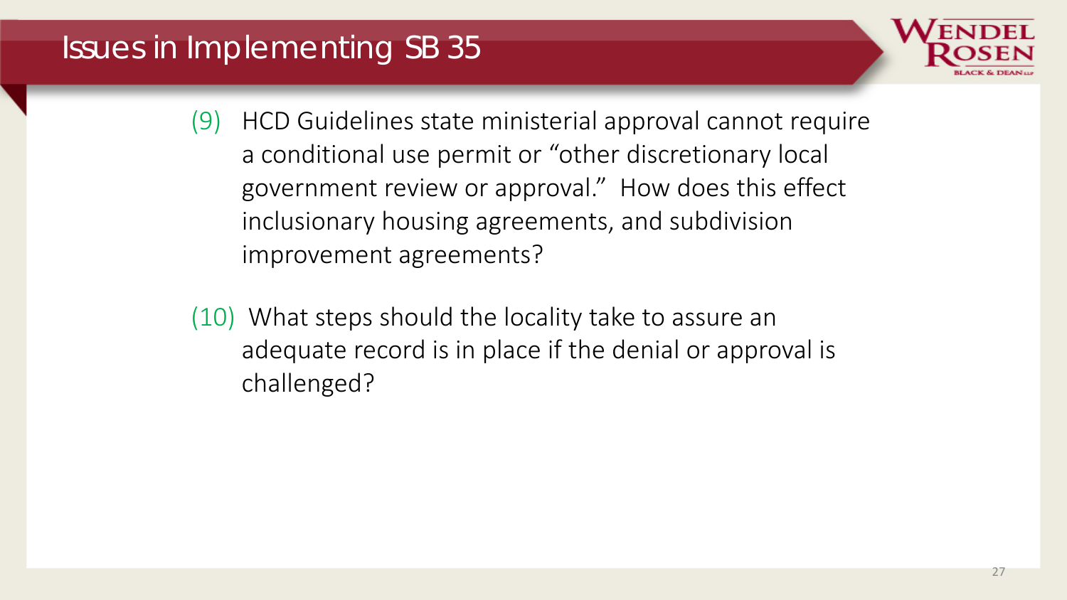# Issues in Implementing SB 35

(9) HCD Guidelines state ministerial approval cannot require a conditional use permit or "other discretionary local government review or approval." How does this effect inclusionary housing agreements, and subdivision improvement agreements?

(10) What steps should the locality take to assure an adequate record is in place if the denial or approval is challenged?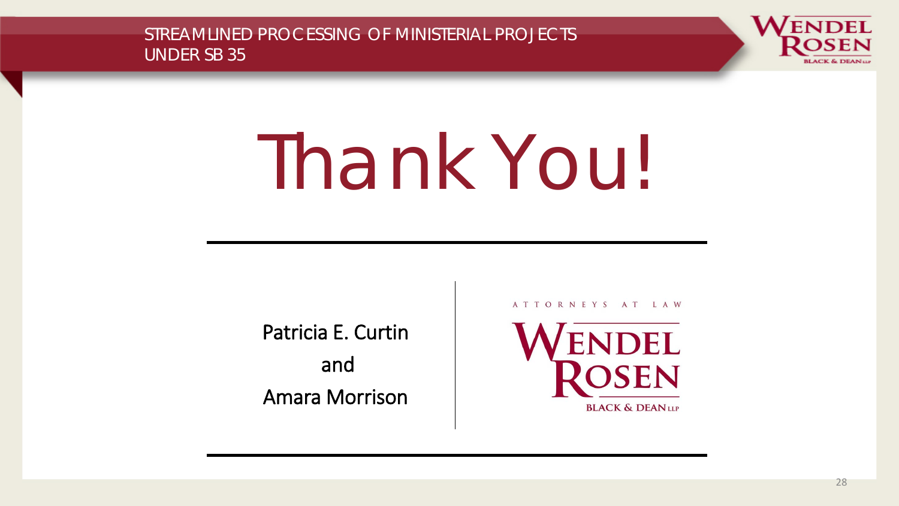# Thank You!

Patricia E. Curtin

and

Amara Morrison

ATTORNEYS AT LAW

WENDEL ROSEN

BLACK & DEAN LLP